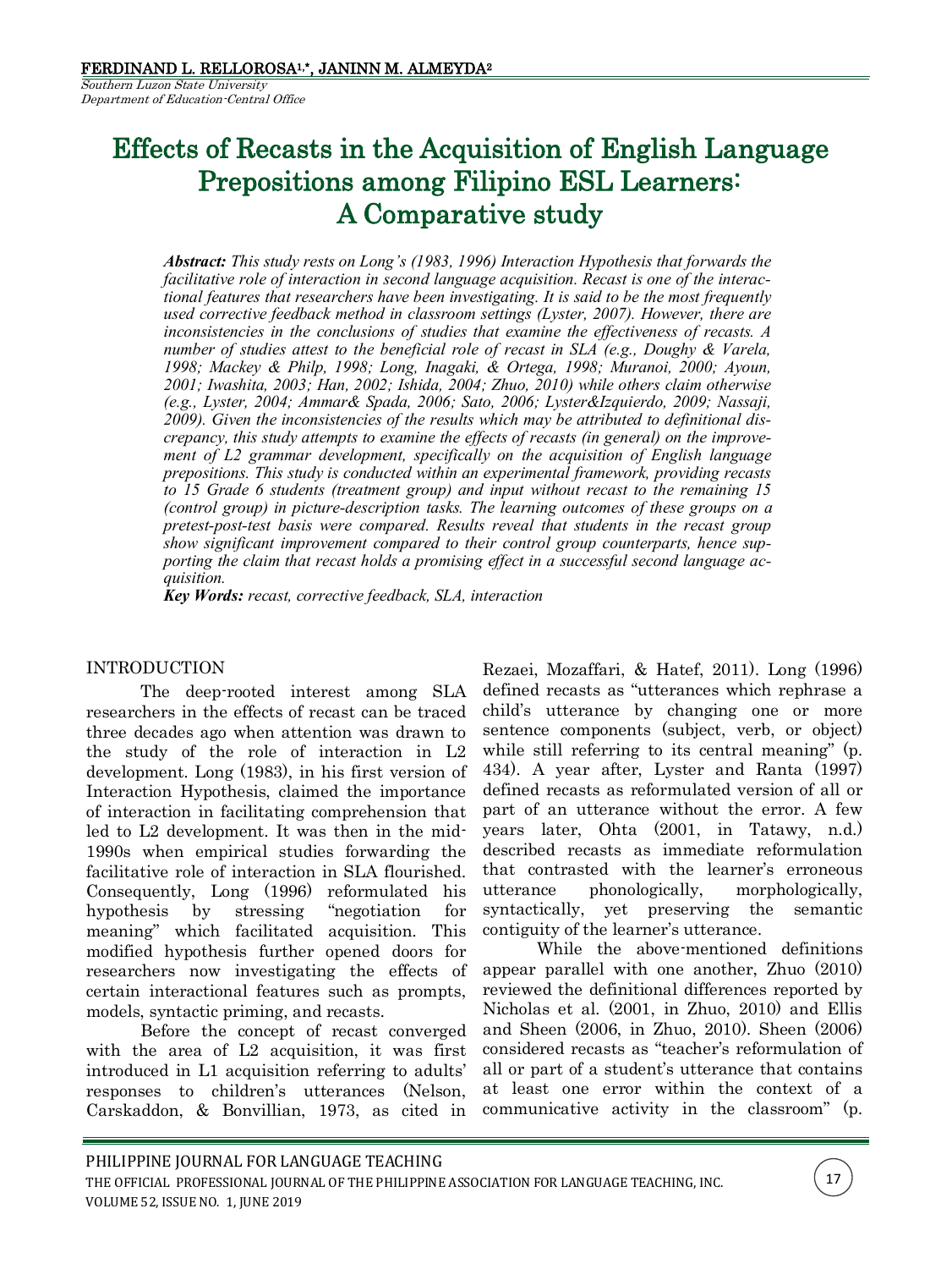FERDINAND L. RELLOROSA[1,*], JANINN M. ALMEYDA[2]

*Southern Luzon State University*
*Department of Education-Central Office*

# Effects of Recasts in the Acquisition of English Language Prepositions among Filipino ESL Learners: A Comparative study

***Abstract:*** *This study rests on Long's (1983, 1996) Interaction Hypothesis that forwards the facilitative role of interaction in second language acquisition. Recast is one of the interactional features that researchers have been investigating. It is said to be the most frequently used corrective feedback method in classroom settings (Lyster, 2007). However, there are inconsistencies in the conclusions of studies that examine the effectiveness of recasts. A number of studies attest to the beneficial role of recast in SLA (e.g., Doughy & Varela, 1998; Mackey & Philp, 1998; Long, Inagaki, & Ortega, 1998; Muranoi, 2000; Ayoun, 2001; Iwashita, 2003; Han, 2002; Ishida, 2004; Zhuo, 2010) while others claim otherwise (e.g., Lyster, 2004; Ammar& Spada, 2006; Sato, 2006; Lyster&Izquierdo, 2009; Nassaji, 2009). Given the inconsistencies of the results which may be attributed to definitional discrepancy, this study attempts to examine the effects of recasts (in general) on the improvement of L2 grammar development, specifically on the acquisition of English language prepositions. This study is conducted within an experimental framework, providing recasts to 15 Grade 6 students (treatment group) and input without recast to the remaining 15 (control group) in picture-description tasks. The learning outcomes of these groups on a pretest-post-test basis were compared. Results reveal that students in the recast group show significant improvement compared to their control group counterparts, hence supporting the claim that recast holds a promising effect in a successful second language acquisition.*

***Key Words:*** *recast, corrective feedback, SLA, interaction*

## INTRODUCTION

The deep-rooted interest among SLA researchers in the effects of recast can be traced three decades ago when attention was drawn to the study of the role of interaction in L2 development. Long (1983), in his first version of Interaction Hypothesis, claimed the importance of interaction in facilitating comprehension that led to L2 development. It was then in the mid-1990s when empirical studies forwarding the facilitative role of interaction in SLA flourished. Consequently, Long (1996) reformulated his hypothesis by stressing "negotiation for meaning" which facilitated acquisition. This modified hypothesis further opened doors for researchers now investigating the effects of certain interactional features such as prompts, models, syntactic priming, and recasts.

Before the concept of recast converged with the area of L2 acquisition, it was first introduced in L1 acquisition referring to adults' responses to children's utterances (Nelson, Carskaddon, & Bonvillian, 1973, as cited in Rezaei, Mozaffari, & Hatef, 2011). Long (1996) defined recasts as "utterances which rephrase a child's utterance by changing one or more sentence components (subject, verb, or object) while still referring to its central meaning" (p. 434). A year after, Lyster and Ranta (1997) defined recasts as reformulated version of all or part of an utterance without the error. A few years later, Ohta (2001, in Tatawy, n.d.) described recasts as immediate reformulation that contrasted with the learner's erroneous utterance phonologically, morphologically, syntactically, yet preserving the semantic contiguity of the learner's utterance.

While the above-mentioned definitions appear parallel with one another, Zhuo (2010) reviewed the definitional differences reported by Nicholas et al. (2001, in Zhuo, 2010) and Ellis and Sheen (2006, in Zhuo, 2010). Sheen (2006) considered recasts as "teacher's reformulation of all or part of a student's utterance that contains at least one error within the context of a communicative activity in the classroom" (p.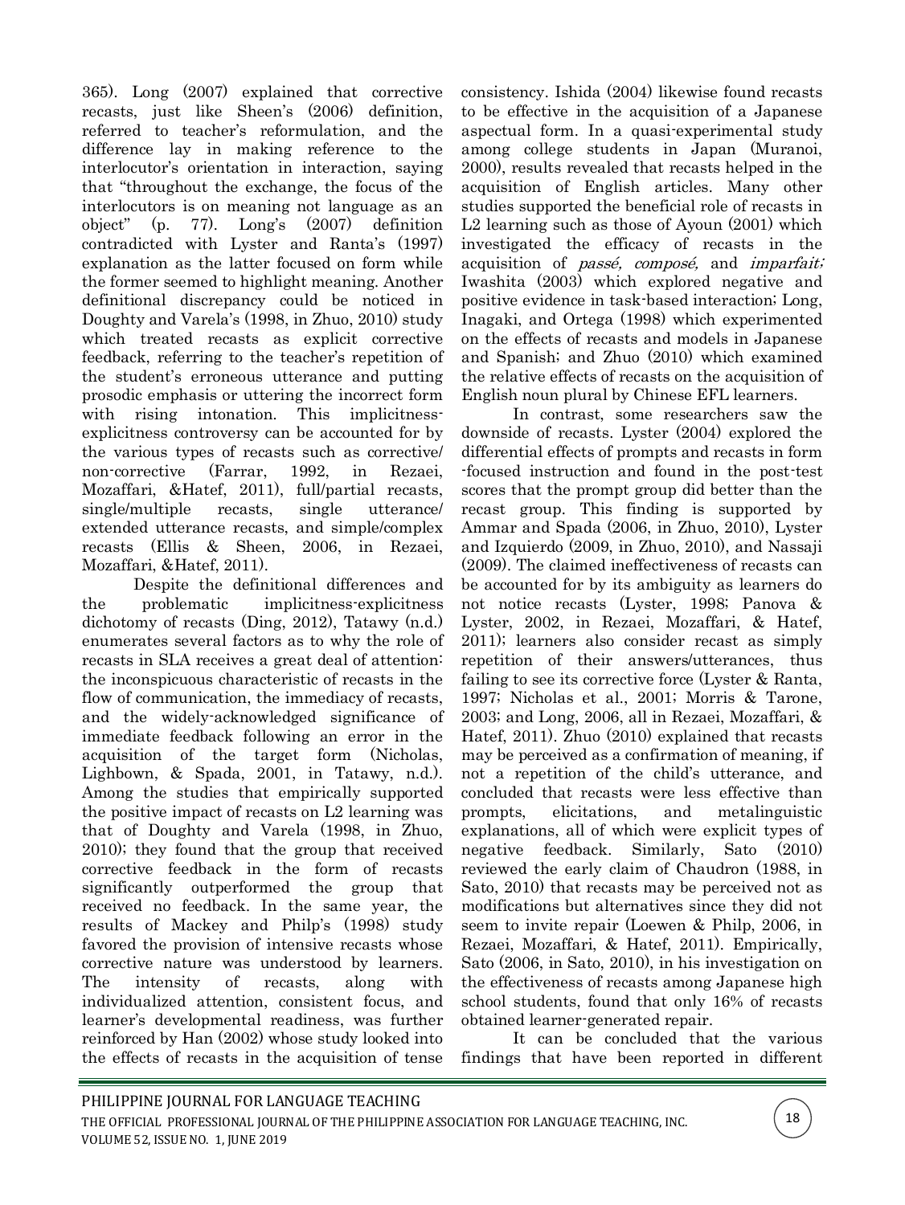365). Long (2007) explained that corrective recasts, just like Sheen's (2006) definition, referred to teacher's reformulation, and the difference lay in making reference to the interlocutor's orientation in interaction, saying that "throughout the exchange, the focus of the interlocutors is on meaning not language as an object" (p. 77). Long's (2007) definition contradicted with Lyster and Ranta's (1997) explanation as the latter focused on form while the former seemed to highlight meaning. Another definitional discrepancy could be noticed in Doughty and Varela's (1998, in Zhuo, 2010) study which treated recasts as explicit corrective feedback, referring to the teacher's repetition of the student's erroneous utterance and putting prosodic emphasis or uttering the incorrect form with rising intonation. This implicitness-explicitness controversy can be accounted for by the various types of recasts such as corrective/ non-corrective (Farrar, 1992, in Rezaei, Mozaffari, &Hatef, 2011), full/partial recasts, single/multiple recasts, single utterance/ extended utterance recasts, and simple/complex recasts (Ellis & Sheen, 2006, in Rezaei, Mozaffari, &Hatef, 2011).

Despite the definitional differences and the problematic implicitness-explicitness dichotomy of recasts (Ding, 2012), Tatawy (n.d.) enumerates several factors as to why the role of recasts in SLA receives a great deal of attention: the inconspicuous characteristic of recasts in the flow of communication, the immediacy of recasts, and the widely-acknowledged significance of immediate feedback following an error in the acquisition of the target form (Nicholas, Lighbown, & Spada, 2001, in Tatawy, n.d.). Among the studies that empirically supported the positive impact of recasts on L2 learning was that of Doughty and Varela (1998, in Zhuo, 2010); they found that the group that received corrective feedback in the form of recasts significantly outperformed the group that received no feedback. In the same year, the results of Mackey and Philp's (1998) study favored the provision of intensive recasts whose corrective nature was understood by learners. The intensity of recasts, along with individualized attention, consistent focus, and learner's developmental readiness, was further reinforced by Han (2002) whose study looked into the effects of recasts in the acquisition of tense consistency. Ishida (2004) likewise found recasts to be effective in the acquisition of a Japanese aspectual form. In a quasi-experimental study among college students in Japan (Muranoi, 2000), results revealed that recasts helped in the acquisition of English articles. Many other studies supported the beneficial role of recasts in L2 learning such as those of Ayoun (2001) which investigated the efficacy of recasts in the acquisition of *passé, composé,* and *imparfait;* Iwashita (2003) which explored negative and positive evidence in task-based interaction; Long, Inagaki, and Ortega (1998) which experimented on the effects of recasts and models in Japanese and Spanish; and Zhuo (2010) which examined the relative effects of recasts on the acquisition of English noun plural by Chinese EFL learners.

In contrast, some researchers saw the downside of recasts. Lyster (2004) explored the differential effects of prompts and recasts in form -focused instruction and found in the post-test scores that the prompt group did better than the recast group. This finding is supported by Ammar and Spada (2006, in Zhuo, 2010), Lyster and Izquierdo (2009, in Zhuo, 2010), and Nassaji (2009). The claimed ineffectiveness of recasts can be accounted for by its ambiguity as learners do not notice recasts (Lyster, 1998; Panova & Lyster, 2002, in Rezaei, Mozaffari, & Hatef, 2011); learners also consider recast as simply repetition of their answers/utterances, thus failing to see its corrective force (Lyster & Ranta, 1997; Nicholas et al., 2001; Morris & Tarone, 2003; and Long, 2006, all in Rezaei, Mozaffari, & Hatef, 2011). Zhuo (2010) explained that recasts may be perceived as a confirmation of meaning, if not a repetition of the child's utterance, and concluded that recasts were less effective than prompts, elicitations, and metalinguistic explanations, all of which were explicit types of negative feedback. Similarly, Sato (2010) reviewed the early claim of Chaudron (1988, in Sato, 2010) that recasts may be perceived not as modifications but alternatives since they did not seem to invite repair (Loewen & Philp, 2006, in Rezaei, Mozaffari, & Hatef, 2011). Empirically, Sato (2006, in Sato, 2010), in his investigation on the effectiveness of recasts among Japanese high school students, found that only 16% of recasts obtained learner-generated repair.

It can be concluded that the various findings that have been reported in different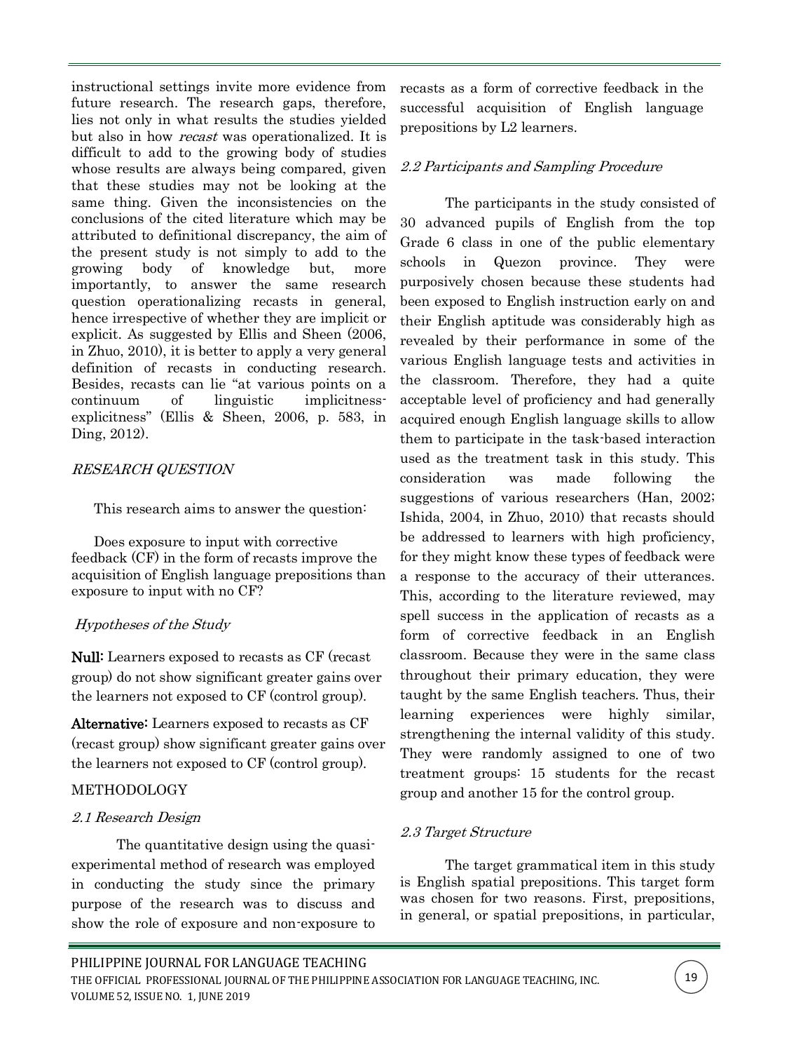instructional settings invite more evidence from future research. The research gaps, therefore, lies not only in what results the studies yielded but also in how *recast* was operationalized. It is difficult to add to the growing body of studies whose results are always being compared, given that these studies may not be looking at the same thing. Given the inconsistencies on the conclusions of the cited literature which may be attributed to definitional discrepancy, the aim of the present study is not simply to add to the growing body of knowledge but, more importantly, to answer the same research question operationalizing recasts in general, hence irrespective of whether they are implicit or explicit. As suggested by Ellis and Sheen (2006, in Zhuo, 2010), it is better to apply a very general definition of recasts in conducting research. Besides, recasts can lie "at various points on a continuum of linguistic implicitness-explicitness" (Ellis & Sheen, 2006, p. 583, in Ding, 2012).

## *RESEARCH QUESTION*

This research aims to answer the question:

Does exposure to input with corrective feedback (CF) in the form of recasts improve the acquisition of English language prepositions than exposure to input with no CF?

### *Hypotheses of the Study*

**Null:** Learners exposed to recasts as CF (recast group) do not show significant greater gains over the learners not exposed to CF (control group).

**Alternative:** Learners exposed to recasts as CF (recast group) show significant greater gains over the learners not exposed to CF (control group).

## METHODOLOGY

### *2.1 Research Design*

The quantitative design using the quasi-experimental method of research was employed in conducting the study since the primary purpose of the research was to discuss and show the role of exposure and non-exposure to recasts as a form of corrective feedback in the successful acquisition of English language prepositions by L2 learners.

### *2.2 Participants and Sampling Procedure*

The participants in the study consisted of 30 advanced pupils of English from the top Grade 6 class in one of the public elementary schools in Quezon province. They were purposively chosen because these students had been exposed to English instruction early on and their English aptitude was considerably high as revealed by their performance in some of the various English language tests and activities in the classroom. Therefore, they had a quite acceptable level of proficiency and had generally acquired enough English language skills to allow them to participate in the task-based interaction used as the treatment task in this study. This consideration was made following the suggestions of various researchers (Han, 2002; Ishida, 2004, in Zhuo, 2010) that recasts should be addressed to learners with high proficiency, for they might know these types of feedback were a response to the accuracy of their utterances. This, according to the literature reviewed, may spell success in the application of recasts as a form of corrective feedback in an English classroom. Because they were in the same class throughout their primary education, they were taught by the same English teachers. Thus, their learning experiences were highly similar, strengthening the internal validity of this study. They were randomly assigned to one of two treatment groups: 15 students for the recast group and another 15 for the control group.

### *2.3 Target Structure*

The target grammatical item in this study is English spatial prepositions. This target form was chosen for two reasons. First, prepositions, in general, or spatial prepositions, in particular,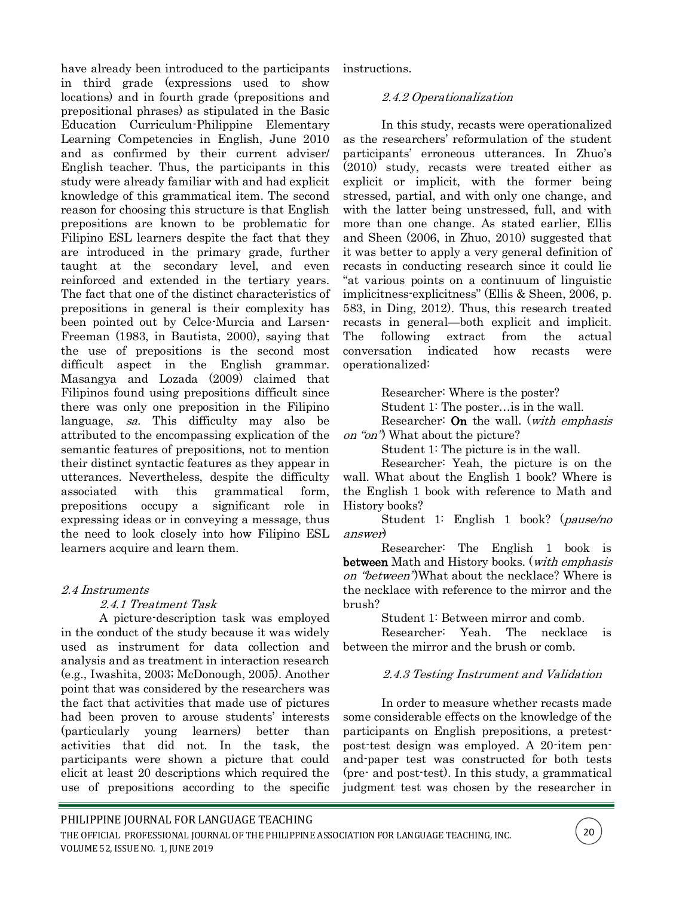have already been introduced to the participants in third grade (expressions used to show locations) and in fourth grade (prepositions and prepositional phrases) as stipulated in the Basic Education Curriculum-Philippine Elementary Learning Competencies in English, June 2010 and as confirmed by their current adviser/ English teacher. Thus, the participants in this study were already familiar with and had explicit knowledge of this grammatical item. The second reason for choosing this structure is that English prepositions are known to be problematic for Filipino ESL learners despite the fact that they are introduced in the primary grade, further taught at the secondary level, and even reinforced and extended in the tertiary years. The fact that one of the distinct characteristics of prepositions in general is their complexity has been pointed out by Celce-Murcia and Larsen-Freeman (1983, in Bautista, 2000), saying that the use of prepositions is the second most difficult aspect in the English grammar. Masangya and Lozada (2009) claimed that Filipinos found using prepositions difficult since there was only one preposition in the Filipino language, *sa*. This difficulty may also be attributed to the encompassing explication of the semantic features of prepositions, not to mention their distinct syntactic features as they appear in utterances. Nevertheless, despite the difficulty associated with this grammatical form, prepositions occupy a significant role in expressing ideas or in conveying a message, thus the need to look closely into how Filipino ESL learners acquire and learn them.

### *2.4 Instruments*

#### *2.4.1 Treatment Task*

A picture-description task was employed in the conduct of the study because it was widely used as instrument for data collection and analysis and as treatment in interaction research (e.g., Iwashita, 2003; McDonough, 2005). Another point that was considered by the researchers was the fact that activities that made use of pictures had been proven to arouse students' interests (particularly young learners) better than activities that did not. In the task, the participants were shown a picture that could elicit at least 20 descriptions which required the use of prepositions according to the specific instructions.

#### *2.4.2 Operationalization*

In this study, recasts were operationalized as the researchers' reformulation of the student participants' erroneous utterances. In Zhuo's (2010) study, recasts were treated either as explicit or implicit, with the former being stressed, partial, and with only one change, and with the latter being unstressed, full, and with more than one change. As stated earlier, Ellis and Sheen (2006, in Zhuo, 2010) suggested that it was better to apply a very general definition of recasts in conducting research since it could lie "at various points on a continuum of linguistic implicitness-explicitness" (Ellis & Sheen, 2006, p. 583, in Ding, 2012). Thus, this research treated recasts in general—both explicit and implicit. The following extract from the actual conversation indicated how recasts were operationalized:

Researcher: Where is the poster?

Student 1: The poster…is in the wall.

Researcher: **On** the wall. (*with emphasis on "on"*) What about the picture?

Student 1: The picture is in the wall.

Researcher: Yeah, the picture is on the wall. What about the English 1 book? Where is the English 1 book with reference to Math and History books?

Student 1: English 1 book? (*pause/no answer*)

Researcher: The English 1 book is **between** Math and History books. (*with emphasis on "between"*)What about the necklace? Where is the necklace with reference to the mirror and the brush?

Student 1: Between mirror and comb.

Researcher: Yeah. The necklace is between the mirror and the brush or comb.

#### *2.4.3 Testing Instrument and Validation*

In order to measure whether recasts made some considerable effects on the knowledge of the participants on English prepositions, a pretest-post-test design was employed. A 20-item pen-and-paper test was constructed for both tests (pre- and post-test). In this study, a grammatical judgment test was chosen by the researcher in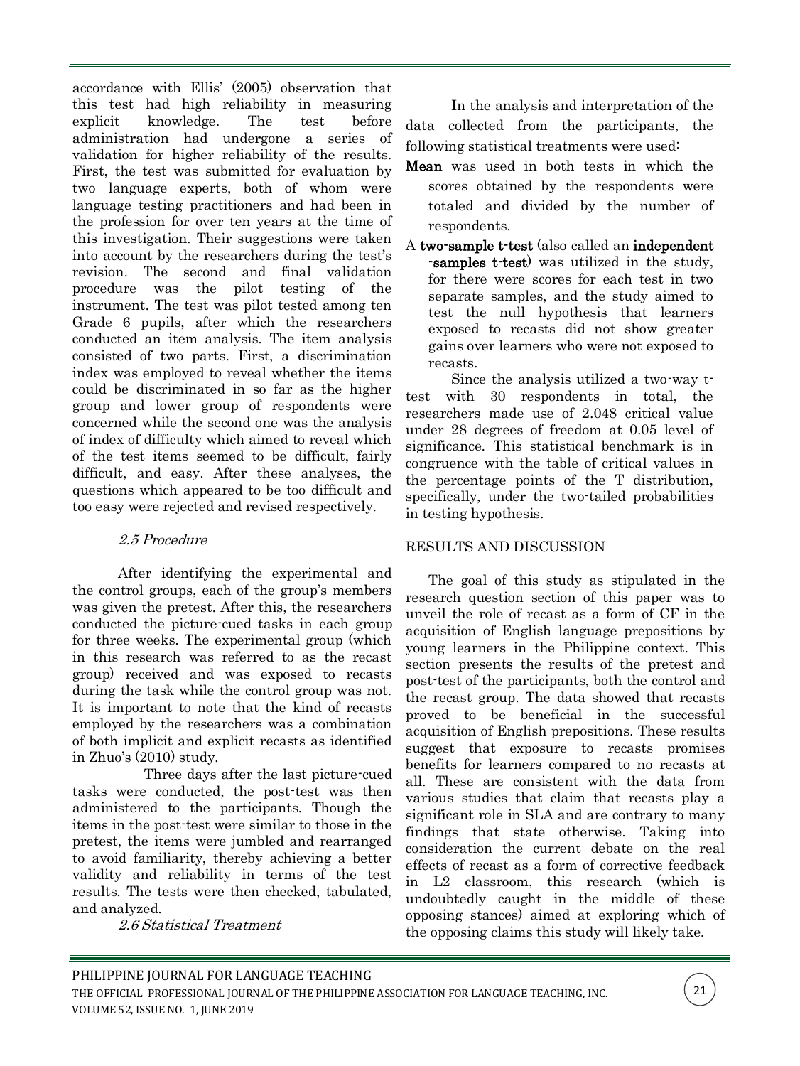accordance with Ellis' (2005) observation that this test had high reliability in measuring explicit knowledge. The test before administration had undergone a series of validation for higher reliability of the results. First, the test was submitted for evaluation by two language experts, both of whom were language testing practitioners and had been in the profession for over ten years at the time of this investigation. Their suggestions were taken into account by the researchers during the test's revision. The second and final validation procedure was the pilot testing of the instrument. The test was pilot tested among ten Grade 6 pupils, after which the researchers conducted an item analysis. The item analysis consisted of two parts. First, a discrimination index was employed to reveal whether the items could be discriminated in so far as the higher group and lower group of respondents were concerned while the second one was the analysis of index of difficulty which aimed to reveal which of the test items seemed to be difficult, fairly difficult, and easy. After these analyses, the questions which appeared to be too difficult and too easy were rejected and revised respectively.

### *2.5 Procedure*

After identifying the experimental and the control groups, each of the group's members was given the pretest. After this, the researchers conducted the picture-cued tasks in each group for three weeks. The experimental group (which in this research was referred to as the recast group) received and was exposed to recasts during the task while the control group was not. It is important to note that the kind of recasts employed by the researchers was a combination of both implicit and explicit recasts as identified in Zhuo's (2010) study.

Three days after the last picture-cued tasks were conducted, the post-test was then administered to the participants. Though the items in the post-test were similar to those in the pretest, the items were jumbled and rearranged to avoid familiarity, thereby achieving a better validity and reliability in terms of the test results. The tests were then checked, tabulated, and analyzed.

### *2.6 Statistical Treatment*

In the analysis and interpretation of the data collected from the participants, the following statistical treatments were used:

**Mean** was used in both tests in which the scores obtained by the respondents were totaled and divided by the number of respondents.

A **two-sample t-test** (also called an **independent -samples t-test**) was utilized in the study, for there were scores for each test in two separate samples, and the study aimed to test the null hypothesis that learners exposed to recasts did not show greater gains over learners who were not exposed to recasts.

Since the analysis utilized a two-way t-test with 30 respondents in total, the researchers made use of 2.048 critical value under 28 degrees of freedom at 0.05 level of significance. This statistical benchmark is in congruence with the table of critical values in the percentage points of the T distribution, specifically, under the two-tailed probabilities in testing hypothesis.

## RESULTS AND DISCUSSION

The goal of this study as stipulated in the research question section of this paper was to unveil the role of recast as a form of CF in the acquisition of English language prepositions by young learners in the Philippine context. This section presents the results of the pretest and post-test of the participants, both the control and the recast group. The data showed that recasts proved to be beneficial in the successful acquisition of English prepositions. These results suggest that exposure to recasts promises benefits for learners compared to no recasts at all. These are consistent with the data from various studies that claim that recasts play a significant role in SLA and are contrary to many findings that state otherwise. Taking into consideration the current debate on the real effects of recast as a form of corrective feedback in L2 classroom, this research (which is undoubtedly caught in the middle of these opposing stances) aimed at exploring which of the opposing claims this study will likely take.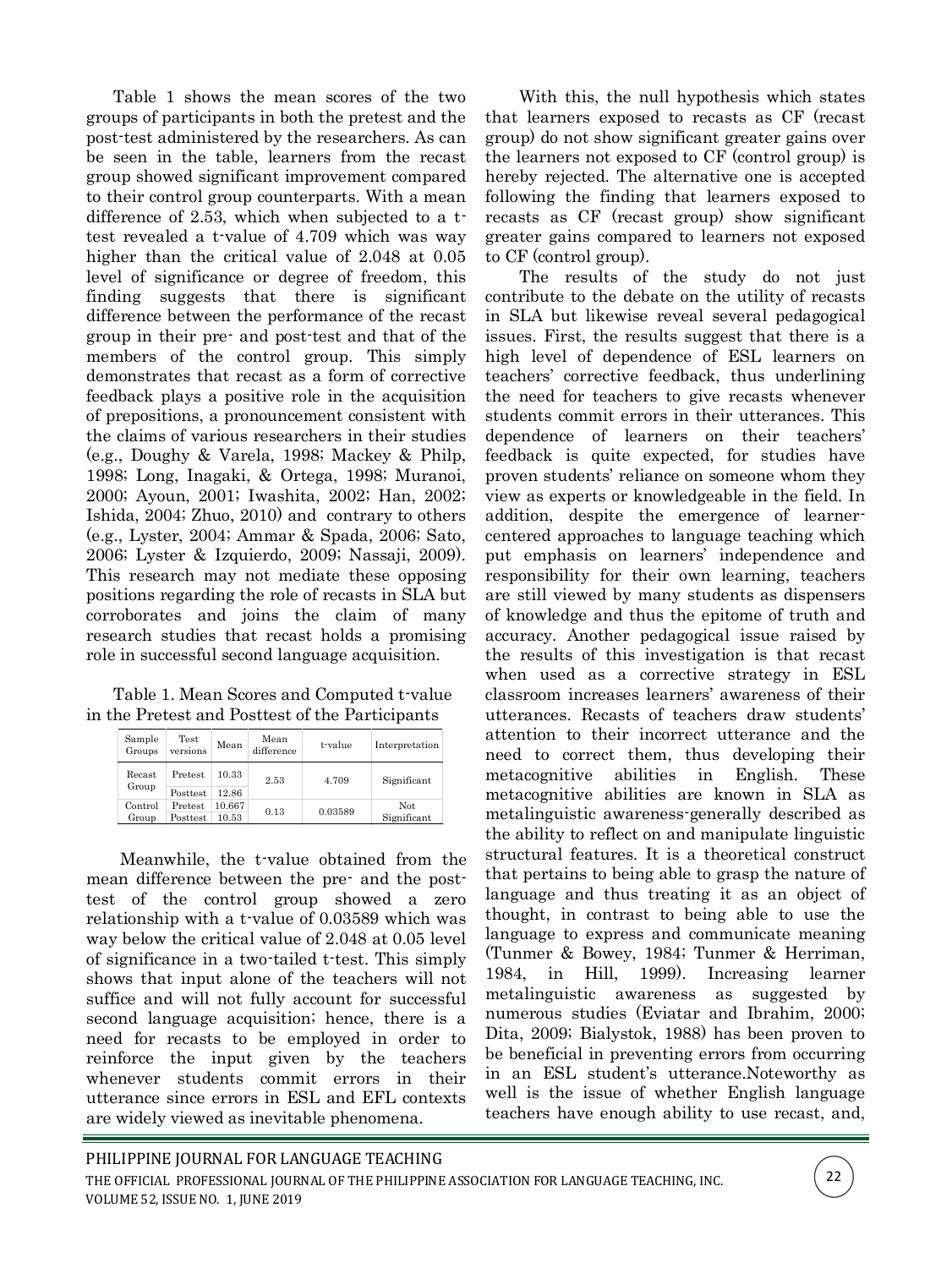Table 1 shows the mean scores of the two groups of participants in both the pretest and the post-test administered by the researchers. As can be seen in the table, learners from the recast group showed significant improvement compared to their control group counterparts. With a mean difference of 2.53, which when subjected to a t-test revealed a t-value of 4.709 which was way higher than the critical value of 2.048 at 0.05 level of significance or degree of freedom, this finding suggests that there is significant difference between the performance of the recast group in their pre- and post-test and that of the members of the control group. This simply demonstrates that recast as a form of corrective feedback plays a positive role in the acquisition of prepositions, a pronouncement consistent with the claims of various researchers in their studies (e.g., Doughy & Varela, 1998; Mackey & Philp, 1998; Long, Inagaki, & Ortega, 1998; Muranoi, 2000; Ayoun, 2001; Iwashita, 2002; Han, 2002; Ishida, 2004; Zhuo, 2010) and contrary to others (e.g., Lyster, 2004; Ammar & Spada, 2006; Sato, 2006; Lyster & Izquierdo, 2009; Nassaji, 2009). This research may not mediate these opposing positions regarding the role of recasts in SLA but corroborates and joins the claim of many research studies that recast holds a promising role in successful second language acquisition.

Table 1. Mean Scores and Computed t-value in the Pretest and Posttest of the Participants

| Sample Groups | Test versions | Mean | Mean difference | t-value | Interpretation |
|---|---|---|---|---|---|
| Recast Group | Pretest | 10.33 | 2.53 | 4.709 | Significant |
| | Posttest | 12.86 | | | |
| Control Group | Pretest | 10.667 | 0.13 | 0.03589 | Not Significant |
| | Posttest | 10.53 | | | |

Meanwhile, the t-value obtained from the mean difference between the pre- and the post-test of the control group showed a zero relationship with a t-value of 0.03589 which was way below the critical value of 2.048 at 0.05 level of significance in a two-tailed t-test. This simply shows that input alone of the teachers will not suffice and will not fully account for successful second language acquisition; hence, there is a need for recasts to be employed in order to reinforce the input given by the teachers whenever students commit errors in their utterance since errors in ESL and EFL contexts are widely viewed as inevitable phenomena.

With this, the null hypothesis which states that learners exposed to recasts as CF (recast group) do not show significant greater gains over the learners not exposed to CF (control group) is hereby rejected. The alternative one is accepted following the finding that learners exposed to recasts as CF (recast group) show significant greater gains compared to learners not exposed to CF (control group).

The results of the study do not just contribute to the debate on the utility of recasts in SLA but likewise reveal several pedagogical issues. First, the results suggest that there is a high level of dependence of ESL learners on teachers' corrective feedback, thus underlining the need for teachers to give recasts whenever students commit errors in their utterances. This dependence of learners on their teachers' feedback is quite expected, for studies have proven students' reliance on someone whom they view as experts or knowledgeable in the field. In addition, despite the emergence of learner-centered approaches to language teaching which put emphasis on learners' independence and responsibility for their own learning, teachers are still viewed by many students as dispensers of knowledge and thus the epitome of truth and accuracy. Another pedagogical issue raised by the results of this investigation is that recast when used as a corrective strategy in ESL classroom increases learners' awareness of their utterances. Recasts of teachers draw students' attention to their incorrect utterance and the need to correct them, thus developing their metacognitive abilities in English. These metacognitive abilities are known in SLA as metalinguistic awareness-generally described as the ability to reflect on and manipulate linguistic structural features. It is a theoretical construct that pertains to being able to grasp the nature of language and thus treating it as an object of thought, in contrast to being able to use the language to express and communicate meaning (Tunmer & Bowey, 1984; Tunmer & Herriman, 1984, in Hill, 1999). Increasing learner metalinguistic awareness as suggested by numerous studies (Eviatar and Ibrahim, 2000; Dita, 2009; Bialystok, 1988) has been proven to be beneficial in preventing errors from occurring in an ESL student's utterance.Noteworthy as well is the issue of whether English language teachers have enough ability to use recast, and,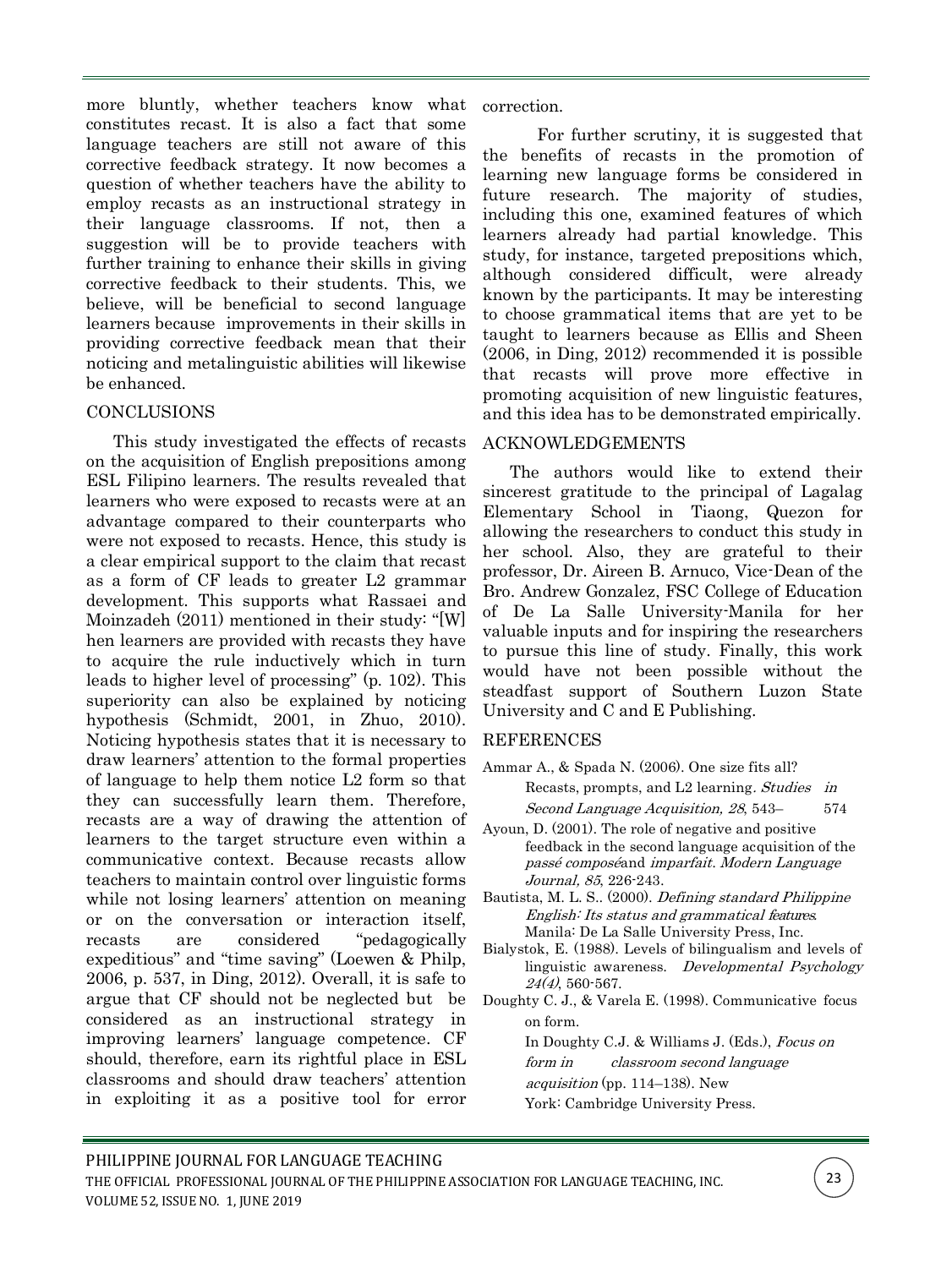more bluntly, whether teachers know what constitutes recast. It is also a fact that some language teachers are still not aware of this corrective feedback strategy. It now becomes a question of whether teachers have the ability to employ recasts as an instructional strategy in their language classrooms. If not, then a suggestion will be to provide teachers with further training to enhance their skills in giving corrective feedback to their students. This, we believe, will be beneficial to second language learners because improvements in their skills in providing corrective feedback mean that their noticing and metalinguistic abilities will likewise be enhanced.

## CONCLUSIONS

This study investigated the effects of recasts on the acquisition of English prepositions among ESL Filipino learners. The results revealed that learners who were exposed to recasts were at an advantage compared to their counterparts who were not exposed to recasts. Hence, this study is a clear empirical support to the claim that recast as a form of CF leads to greater L2 grammar development. This supports what Rassaei and Moinzadeh (2011) mentioned in their study: "[W]hen learners are provided with recasts they have to acquire the rule inductively which in turn leads to higher level of processing" (p. 102). This superiority can also be explained by noticing hypothesis (Schmidt, 2001, in Zhuo, 2010). Noticing hypothesis states that it is necessary to draw learners' attention to the formal properties of language to help them notice L2 form so that they can successfully learn them. Therefore, recasts are a way of drawing the attention of learners to the target structure even within a communicative context. Because recasts allow teachers to maintain control over linguistic forms while not losing learners' attention on meaning or on the conversation or interaction itself, recasts are considered "pedagogically expeditious" and "time saving" (Loewen & Philp, 2006, p. 537, in Ding, 2012). Overall, it is safe to argue that CF should not be neglected but be considered as an instructional strategy in improving learners' language competence. CF should, therefore, earn its rightful place in ESL classrooms and should draw teachers' attention in exploiting it as a positive tool for error correction.

For further scrutiny, it is suggested that the benefits of recasts in the promotion of learning new language forms be considered in future research. The majority of studies, including this one, examined features of which learners already had partial knowledge. This study, for instance, targeted prepositions which, although considered difficult, were already known by the participants. It may be interesting to choose grammatical items that are yet to be taught to learners because as Ellis and Sheen (2006, in Ding, 2012) recommended it is possible that recasts will prove more effective in promoting acquisition of new linguistic features, and this idea has to be demonstrated empirically.

## ACKNOWLEDGEMENTS

The authors would like to extend their sincerest gratitude to the principal of Lagalag Elementary School in Tiaong, Quezon for allowing the researchers to conduct this study in her school. Also, they are grateful to their professor, Dr. Aireen B. Arnuco, Vice-Dean of the Bro. Andrew Gonzalez, FSC College of Education of De La Salle University-Manila for her valuable inputs and for inspiring the researchers to pursue this line of study. Finally, this work would have not been possible without the steadfast support of Southern Luzon State University and C and E Publishing.

## REFERENCES

Ammar A., & Spada N. (2006). One size fits all? Recasts, prompts, and L2 learning. *Studies in Second Language Acquisition, 28*, 543– 574

Ayoun, D. (2001). The role of negative and positive feedback in the second language acquisition of the *passé composé* and *imparfait*. *Modern Language Journal, 85*, 226-243.

Bautista, M. L. S.. (2000). *Defining standard Philippine English: Its status and grammatical features*. Manila: De La Salle University Press, Inc.

Bialystok, E. (1988). Levels of bilingualism and levels of linguistic awareness. *Developmental Psychology 24(4)*, 560-567.

Doughty C. J., & Varela E. (1998). Communicative focus on form. In Doughty C.J. & Williams J. (Eds.), *Focus on form in classroom second language acquisition* (pp. 114–138). New York: Cambridge University Press.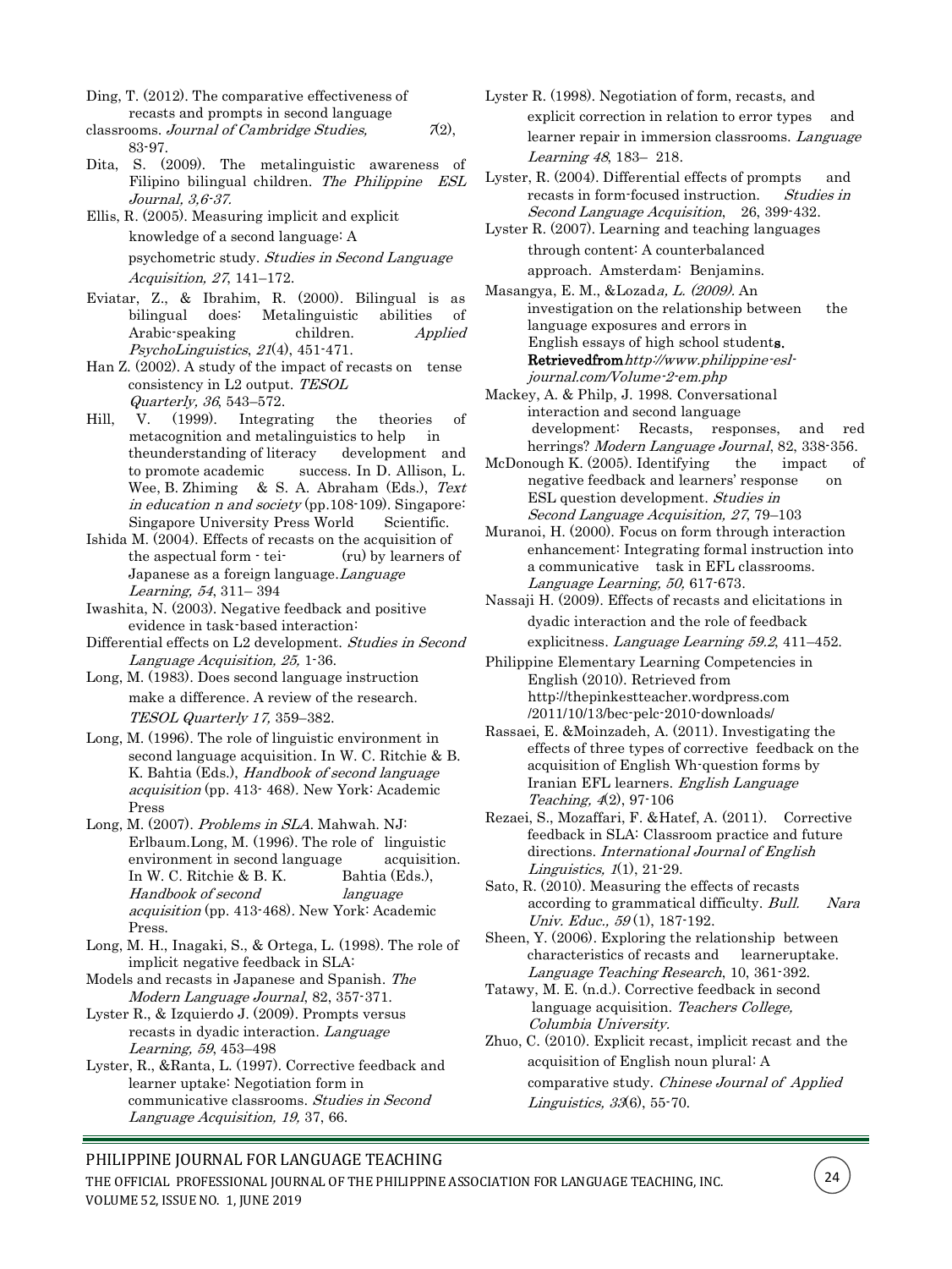Ding, T. (2012). The comparative effectiveness of recasts and prompts in second language classrooms. *Journal of Cambridge Studies, 7*(2), 83-97.

Dita, S. (2009). The metalinguistic awareness of Filipino bilingual children. *The Philippine ESL Journal, 3,6-37.*

Ellis, R. (2005). Measuring implicit and explicit knowledge of a second language: A psychometric study. *Studies in Second Language Acquisition, 27*, 141–172.

Eviatar, Z., & Ibrahim, R. (2000). Bilingual is as bilingual does: Metalinguistic abilities of Arabic-speaking children. *Applied PsychoLinguistics*, *21*(4), 451-471.

Han Z. (2002). A study of the impact of recasts on tense consistency in L2 output. *TESOL Quarterly, 36*, 543–572.

Hill, V. (1999). Integrating the theories of metacognition and metalinguistics to help in theunderstanding of literacy development and to promote academic success. In D. Allison, L. Wee, B. Zhiming & S. A. Abraham (Eds.), *Text in education n and society* (pp.108-109). Singapore: Singapore University Press World Scientific.

Ishida M. (2004). Effects of recasts on the acquisition of the aspectual form - tei- (ru) by learners of Japanese as a foreign language.*Language Learning, 54*, 311– 394

Iwashita, N. (2003). Negative feedback and positive evidence in task-based interaction:

Differential effects on L2 development. *Studies in Second Language Acquisition, 25,* 1-36.

Long, M. (1983). Does second language instruction make a difference. A review of the research. *TESOL Quarterly 17,* 359–382.

Long, M. (1996). The role of linguistic environment in second language acquisition. In W. C. Ritchie & B. K. Bahtia (Eds.), *Handbook of second language acquisition* (pp. 413- 468). New York: Academic Press

Long, M. (2007). *Problems in SLA*. Mahwah. NJ: Erlbaum.Long, M. (1996). The role of linguistic environment in second language acquisition. In W. C. Ritchie & B. K. Bahtia (Eds.), *Handbook of second language acquisition* (pp. 413-468). New York: Academic Press.

Long, M. H., Inagaki, S., & Ortega, L. (1998). The role of implicit negative feedback in SLA:

Models and recasts in Japanese and Spanish. *The Modern Language Journal*, 82, 357-371.

Lyster R., & Izquierdo J. (2009). Prompts versus recasts in dyadic interaction. *Language Learning, 59*, 453–498

Lyster, R., &Ranta, L. (1997). Corrective feedback and learner uptake: Negotiation form in communicative classrooms. *Studies in Second Language Acquisition, 19,* 37, 66.

Lyster R. (1998). Negotiation of form, recasts, and explicit correction in relation to error types and learner repair in immersion classrooms. *Language Learning 48*, 183– 218.

Lyster, R. (2004). Differential effects of prompts and recasts in form-focused instruction. *Studies in Second Language Acquisition*, 26, 399-432.

Lyster R. (2007). Learning and teaching languages through content: A counterbalanced approach. Amsterdam: Benjamins.

Masangya, E. M., &Lozad*a, L. (2009).* An investigation on the relationship between the language exposures and errors in English essays of high school student**s. Retrievedfrom***http://www.philippine-esl-journal.com/Volume-2-em.php*

Mackey, A. & Philp, J. 1998. Conversational interaction and second language development: Recasts, responses, and red herrings? *Modern Language Journal*, 82, 338-356.

McDonough K. (2005). Identifying the impact of negative feedback and learners' response on ESL question development. *Studies in Second Language Acquisition, 27*, 79–103

Muranoi, H. (2000). Focus on form through interaction enhancement: Integrating formal instruction into a communicative task in EFL classrooms. *Language Learning, 50,* 617-673.

Nassaji H. (2009). Effects of recasts and elicitations in dyadic interaction and the role of feedback explicitness. *Language Learning 59.2*, 411–452.

Philippine Elementary Learning Competencies in English (2010). Retrieved from http://thepinkestteacher.wordpress.com /2011/10/13/bec-pelc-2010-downloads/

Rassaei, E. &Moinzadeh, A. (2011). Investigating the effects of three types of corrective feedback on the acquisition of English Wh-question forms by Iranian EFL learners. *English Language Teaching, 4*(2), 97-106

Rezaei, S., Mozaffari, F. &Hatef, A. (2011). Corrective feedback in SLA: Classroom practice and future directions. *International Journal of English Linguistics, 1*(1), 21-29.

Sato, R. (2010). Measuring the effects of recasts according to grammatical difficulty. *Bull. Nara Univ. Educ., 59* (1), 187-192.

Sheen, Y. (2006). Exploring the relationship between characteristics of recasts and learneruptake. *Language Teaching Research*, 10, 361-392.

Tatawy, M. E. (n.d.). Corrective feedback in second language acquisition. *Teachers College, Columbia University.*

Zhuo, C. (2010). Explicit recast, implicit recast and the acquisition of English noun plural: A comparative study. *Chinese Journal of Applied Linguistics, 33*(6), 55-70.